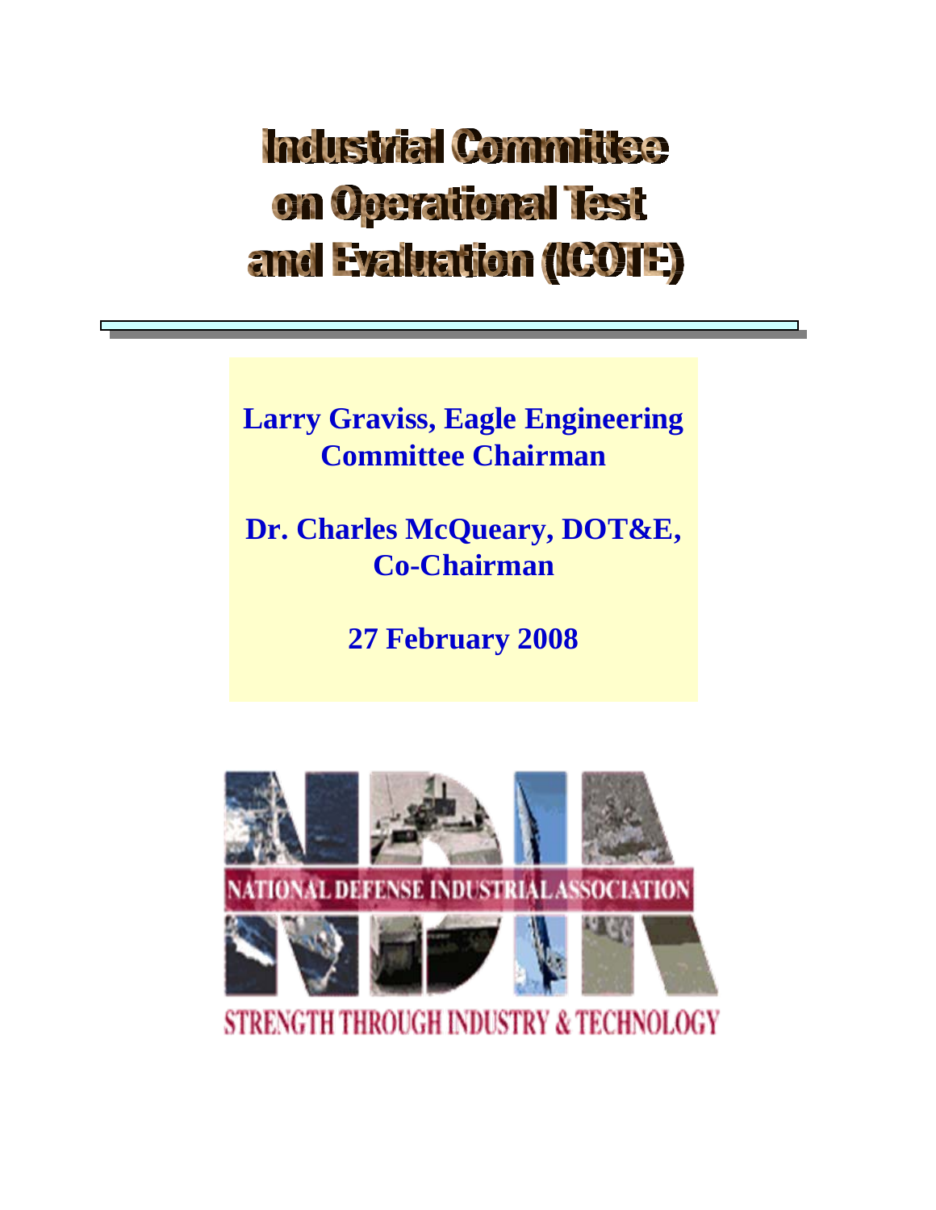# Industrial Committee on Operational Test and Evaluation (ICOTE)

**Larry Graviss, Eagle Engineering**
**Committee Chairman**

**Dr. Charles McQueary, DOT&E,**
**Co-Chairman**

**27 February 2008**

NATIONAL DEFENSE INDUSTRIAL ASSOCIATION

STRENGTH THROUGH INDUSTRY & TECHNOLOGY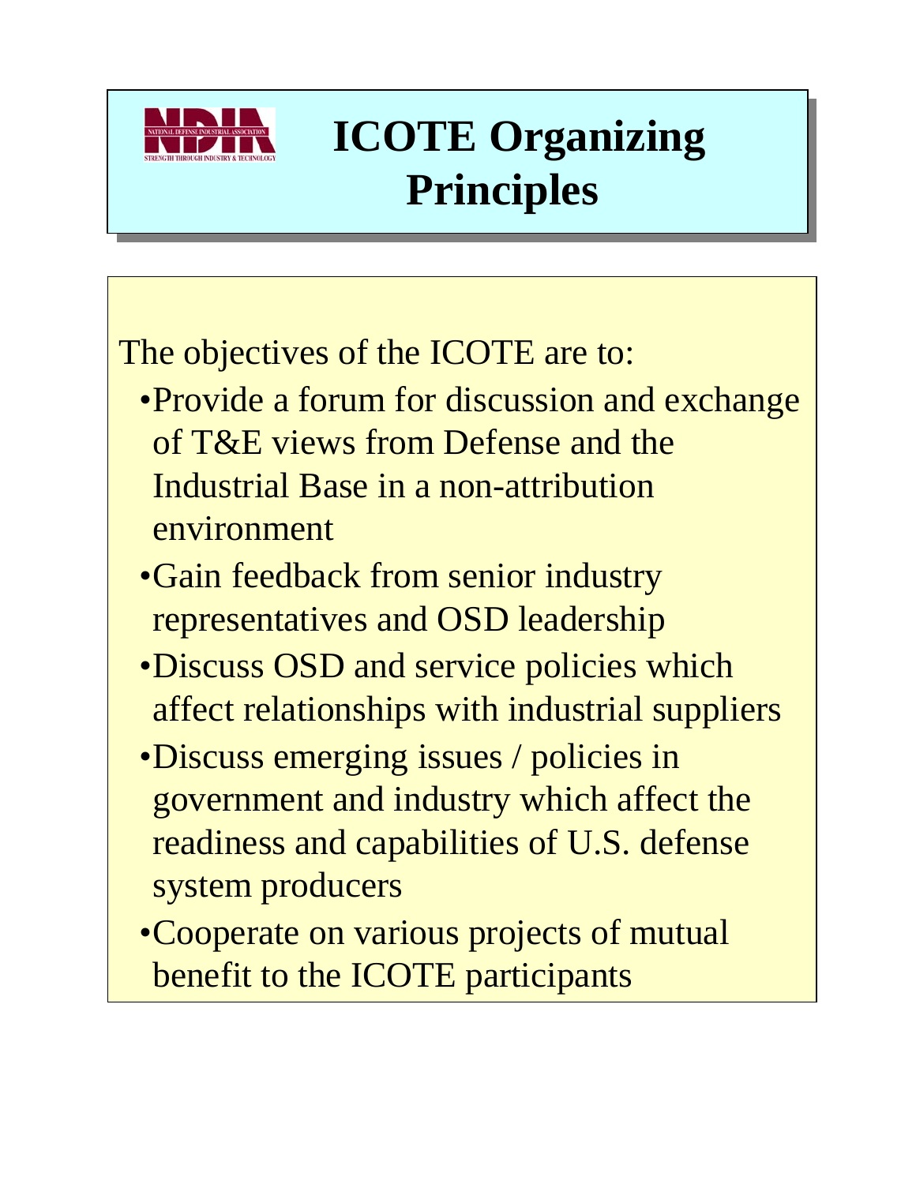# ICOTE Organizing Principles

The objectives of the ICOTE are to:

- Provide a forum for discussion and exchange of T&E views from Defense and the Industrial Base in a non-attribution environment
- Gain feedback from senior industry representatives and OSD leadership
- Discuss OSD and service policies which affect relationships with industrial suppliers
- Discuss emerging issues / policies in government and industry which affect the readiness and capabilities of U.S. defense system producers
- Cooperate on various projects of mutual benefit to the ICOTE participants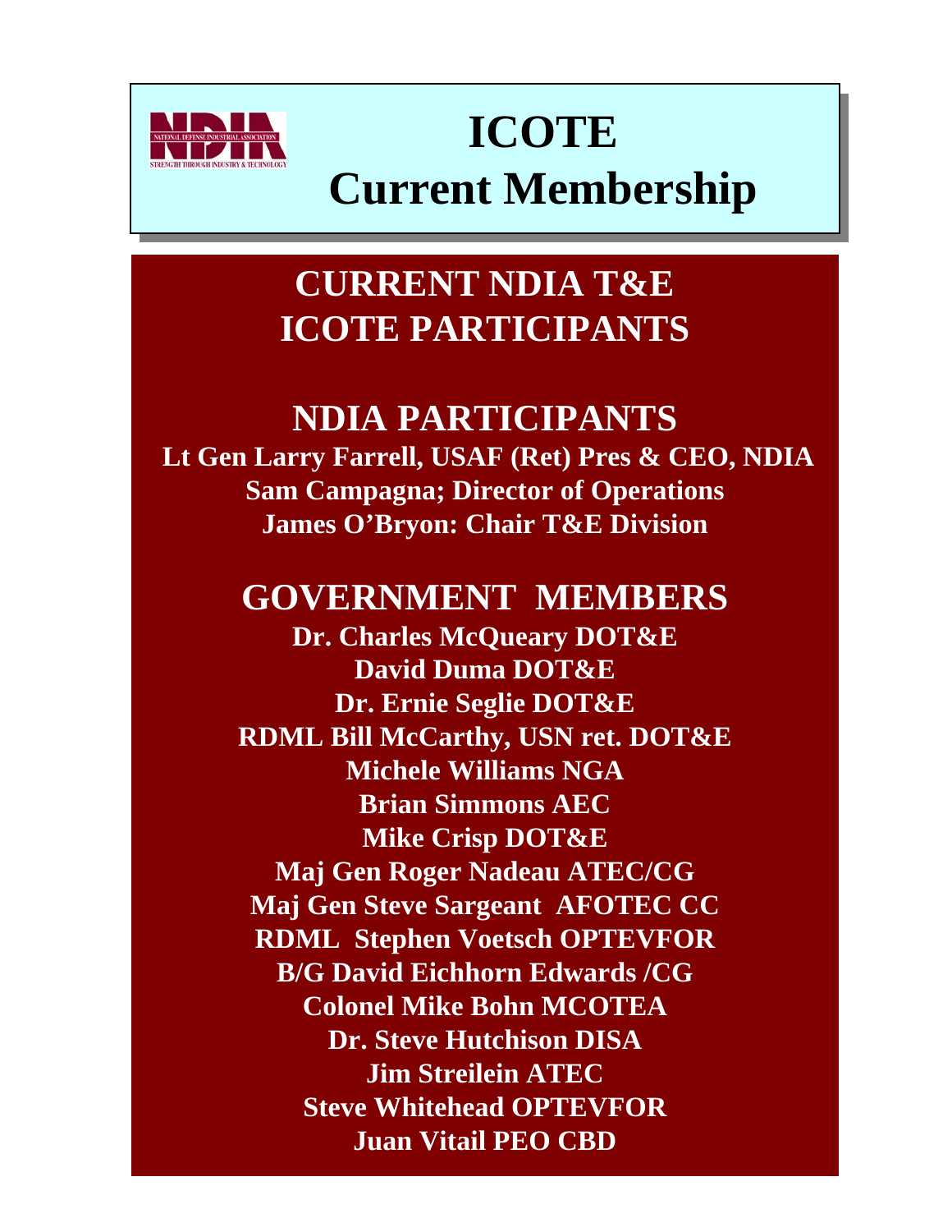# ICOTE Current Membership

## CURRENT NDIA T&E ICOTE PARTICIPANTS

### NDIA PARTICIPANTS

**Lt Gen Larry Farrell, USAF (Ret) Pres & CEO, NDIA**
**Sam Campagna; Director of Operations**
**James O'Bryon: Chair T&E Division**

### GOVERNMENT MEMBERS

**Dr. Charles McQueary DOT&E**
**David Duma DOT&E**
**Dr. Ernie Seglie DOT&E**
**RDML Bill McCarthy, USN ret. DOT&E**
**Michele Williams NGA**
**Brian Simmons AEC**
**Mike Crisp DOT&E**
**Maj Gen Roger Nadeau ATEC/CG**
**Maj Gen Steve Sargeant AFOTEC CC**
**RDML Stephen Voetsch OPTEVFOR**
**B/G David Eichhorn Edwards /CG**
**Colonel Mike Bohn MCOTEA**
**Dr. Steve Hutchison DISA**
**Jim Streilein ATEC**
**Steve Whitehead OPTEVFOR**
**Juan Vitail PEO CBD**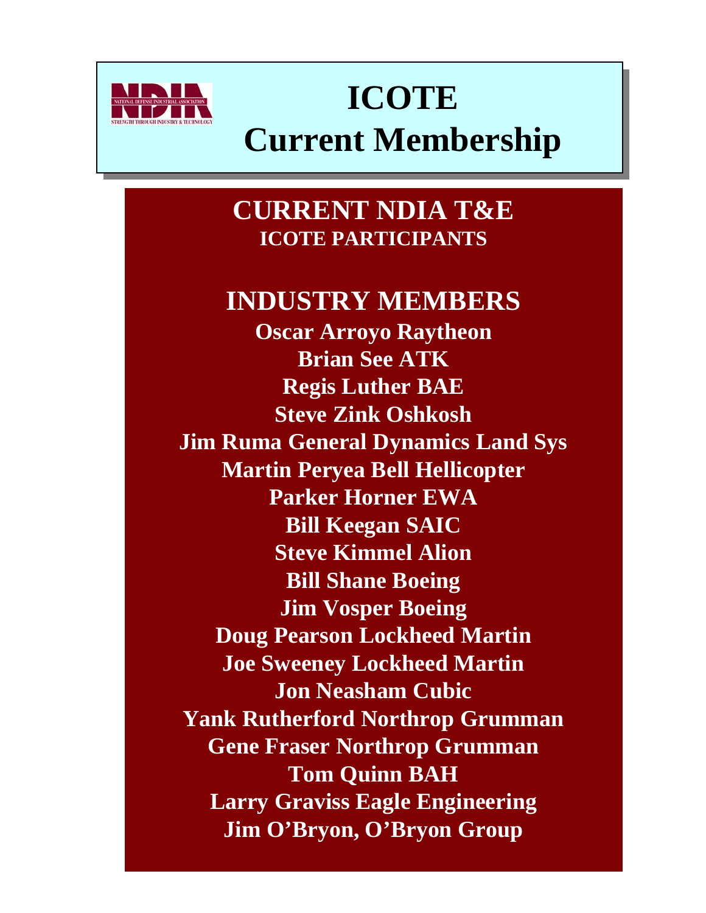# ICOTE Current Membership

## CURRENT NDIA T&E

### ICOTE PARTICIPANTS

## INDUSTRY MEMBERS

**Oscar Arroyo Raytheon**
**Brian See ATK**
**Regis Luther BAE**
**Steve Zink Oshkosh**
**Jim Ruma General Dynamics Land Sys**
**Martin Peryea Bell Hellicopter**
**Parker Horner EWA**
**Bill Keegan SAIC**
**Steve Kimmel Alion**
**Bill Shane Boeing**
**Jim Vosper Boeing**
**Doug Pearson Lockheed Martin**
**Joe Sweeney Lockheed Martin**
**Jon Neasham Cubic**
**Yank Rutherford Northrop Grumman**
**Gene Fraser Northrop Grumman**
**Tom Quinn BAH**
**Larry Graviss Eagle Engineering**
**Jim O'Bryon, O'Bryon Group**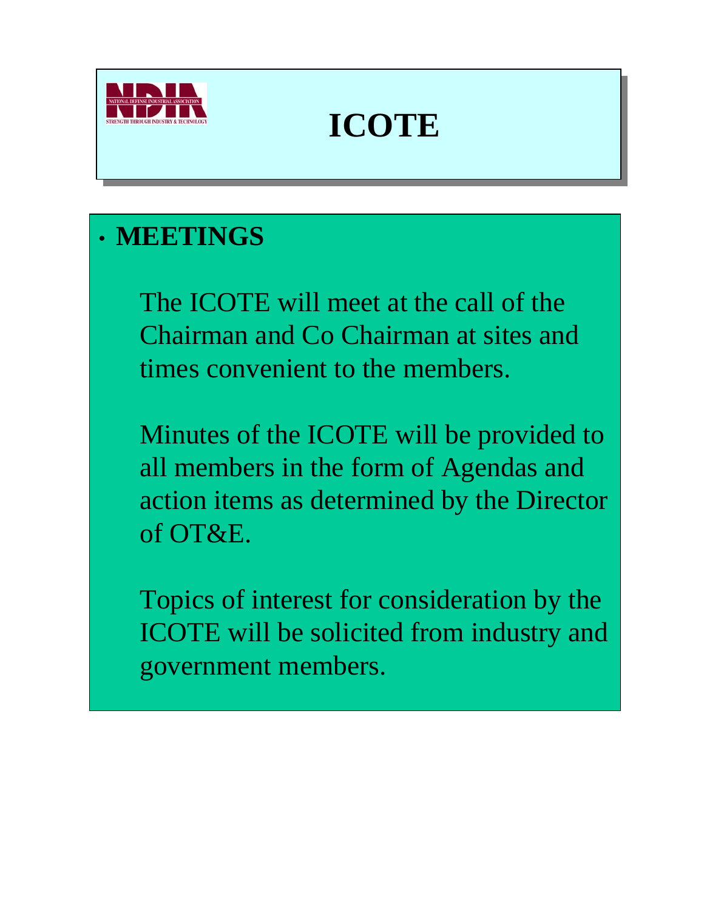# ICOTE

- **MEETINGS**

  The ICOTE will meet at the call of the Chairman and Co Chairman at sites and times convenient to the members.

  Minutes of the ICOTE will be provided to all members in the form of Agendas and action items as determined by the Director of OT&E.

  Topics of interest for consideration by the ICOTE will be solicited from industry and government members.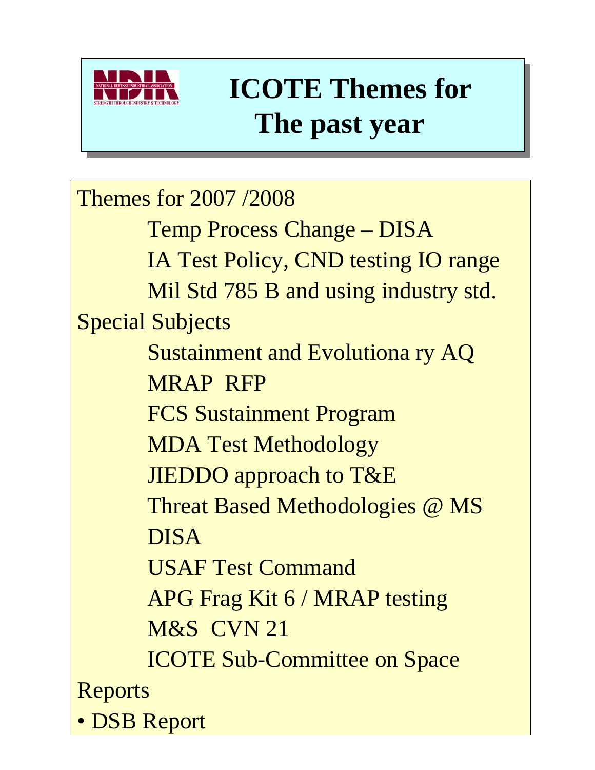# ICOTE Themes for The past year

Themes for 2007 /2008

- Temp Process Change – DISA
- IA Test Policy, CND testing IO range
- Mil Std 785 B and using industry std.

Special Subjects

- Sustainment and Evolutiona ry AQ
- MRAP RFP
- FCS Sustainment Program
- MDA Test Methodology
- JIEDDO approach to T&E
- Threat Based Methodologies @ MS
- DISA
- USAF Test Command
- APG Frag Kit 6 / MRAP testing
- M&S CVN 21
- ICOTE Sub-Committee on Space

Reports

- DSB Report